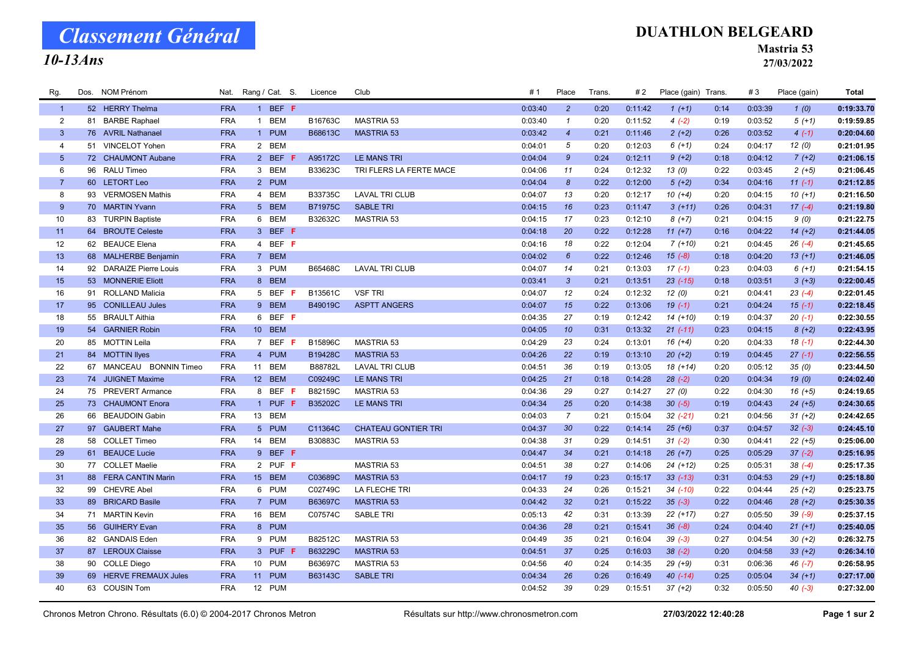# Classement Général

## 10-13Ans

**DUATHLON BELGEARD**

**Mastria 53**

**27/03/2022**

| Rg. | Dos. | NOM Prénom | Nat. | Rang / Cat. | S. | Licence | Club | # 1 | Place | Trans. | # 2 | Place (gain) | Trans. | # 3 | Place (gain) | Total |
|---|---|---|---|---|---|---|---|---|---|---|---|---|---|---|---|---|
| 1 | 52 | HERRY Thelma | FRA | 1 BEF | F | | | 0:03:40 | 2 | 0:20 | 0:11:42 | 1 (+1) | 0:14 | 0:03:39 | 1 (0) | 0:19:33.70 |
| 2 | 81 | BARBE Raphael | FRA | 1 BEM | | B16763C | MASTRIA 53 | 0:03:40 | 1 | 0:20 | 0:11:52 | 4 (-2) | 0:19 | 0:03:52 | 5 (+1) | 0:19:59.85 |
| 3 | 76 | AVRIL Nathanael | FRA | 1 PUM | | B68613C | MASTRIA 53 | 0:03:42 | 4 | 0:21 | 0:11:46 | 2 (+2) | 0:26 | 0:03:52 | 4 (-1) | 0:20:04.60 |
| 4 | 51 | VINCELOT Yohen | FRA | 2 BEM | | | | 0:04:01 | 5 | 0:20 | 0:12:03 | 6 (+1) | 0:24 | 0:04:17 | 12 (0) | 0:21:01.95 |
| 5 | 72 | CHAUMONT Aubane | FRA | 2 BEF | F | A95172C | LE MANS TRI | 0:04:04 | 9 | 0:24 | 0:12:11 | 9 (+2) | 0:18 | 0:04:12 | 7 (+2) | 0:21:06.15 |
| 6 | 96 | RALU Timeo | FRA | 3 BEM | | B33623C | TRI FLERS LA FERTE MACE | 0:04:06 | 11 | 0:24 | 0:12:32 | 13 (0) | 0:22 | 0:03:45 | 2 (+5) | 0:21:06.45 |
| 7 | 60 | LETORT Leo | FRA | 2 PUM | | | | 0:04:04 | 8 | 0:22 | 0:12:00 | 5 (+2) | 0:34 | 0:04:16 | 11 (-1) | 0:21:12.85 |
| 8 | 93 | VERMOSEN Mathis | FRA | 4 BEM | | B33735C | LAVAL TRI CLUB | 0:04:07 | 13 | 0:20 | 0:12:17 | 10 (+4) | 0:20 | 0:04:15 | 10 (+1) | 0:21:16.50 |
| 9 | 70 | MARTIN Yvann | FRA | 5 BEM | | B71975C | SABLE TRI | 0:04:15 | 16 | 0:23 | 0:11:47 | 3 (+11) | 0:26 | 0:04:31 | 17 (-4) | 0:21:19.80 |
| 10 | 83 | TURPIN Baptiste | FRA | 6 BEM | | B32632C | MASTRIA 53 | 0:04:15 | 17 | 0:23 | 0:12:10 | 8 (+7) | 0:21 | 0:04:15 | 9 (0) | 0:21:22.75 |
| 11 | 64 | BROUTE Celeste | FRA | 3 BEF | F | | | 0:04:18 | 20 | 0:22 | 0:12:28 | 11 (+7) | 0:16 | 0:04:22 | 14 (+2) | 0:21:44.05 |
| 12 | 62 | BEAUCE Elena | FRA | 4 BEF | F | | | 0:04:16 | 18 | 0:22 | 0:12:04 | 7 (+10) | 0:21 | 0:04:45 | 26 (-4) | 0:21:45.65 |
| 13 | 68 | MALHERBE Benjamin | FRA | 7 BEM | | | | 0:04:02 | 6 | 0:22 | 0:12:46 | 15 (-8) | 0:18 | 0:04:20 | 13 (+1) | 0:21:46.05 |
| 14 | 92 | DARAIZE Pierre Louis | FRA | 3 PUM | | B65468C | LAVAL TRI CLUB | 0:04:07 | 14 | 0:21 | 0:13:03 | 17 (-1) | 0:23 | 0:04:03 | 6 (+1) | 0:21:54.15 |
| 15 | 53 | MONNERIE Eliott | FRA | 8 BEM | | | | 0:03:41 | 3 | 0:21 | 0:13:51 | 23 (-15) | 0:18 | 0:03:51 | 3 (+3) | 0:22:00.45 |
| 16 | 91 | ROLLAND Malicia | FRA | 5 BEF | F | B13561C | VSF TRI | 0:04:07 | 12 | 0:24 | 0:12:32 | 12 (0) | 0:21 | 0:04:41 | 23 (-4) | 0:22:01.45 |
| 17 | 95 | CONILLEAU Jules | FRA | 9 BEM | | B49019C | ASPTT ANGERS | 0:04:07 | 15 | 0:22 | 0:13:06 | 19 (-1) | 0:21 | 0:04:24 | 15 (-1) | 0:22:18.45 |
| 18 | 55 | BRAULT Aithia | FRA | 6 BEF | F | | | 0:04:35 | 27 | 0:19 | 0:12:42 | 14 (+10) | 0:19 | 0:04:37 | 20 (-1) | 0:22:30.55 |
| 19 | 54 | GARNIER Robin | FRA | 10 BEM | | | | 0:04:05 | 10 | 0:31 | 0:13:32 | 21 (-11) | 0:23 | 0:04:15 | 8 (+2) | 0:22:43.95 |
| 20 | 85 | MOTTIN Leila | FRA | 7 BEF | F | B15896C | MASTRIA 53 | 0:04:29 | 23 | 0:24 | 0:13:01 | 16 (+4) | 0:20 | 0:04:33 | 18 (-1) | 0:22:44.30 |
| 21 | 84 | MOTTIN Ilyes | FRA | 4 PUM | | B19428C | MASTRIA 53 | 0:04:26 | 22 | 0:19 | 0:13:10 | 20 (+2) | 0:19 | 0:04:45 | 27 (-1) | 0:22:56.55 |
| 22 | 67 | MANCEAU BONNIN Timeo | FRA | 11 BEM | | B88782L | LAVAL TRI CLUB | 0:04:51 | 36 | 0:19 | 0:13:05 | 18 (+14) | 0:20 | 0:05:12 | 35 (0) | 0:23:44.50 |
| 23 | 74 | JUIGNET Maxime | FRA | 12 BEM | | C09249C | LE MANS TRI | 0:04:25 | 21 | 0:18 | 0:14:28 | 28 (-2) | 0:20 | 0:04:34 | 19 (0) | 0:24:02.40 |
| 24 | 75 | PREVERT Armance | FRA | 8 BEF | F | B82159C | MASTRIA 53 | 0:04:36 | 29 | 0:27 | 0:14:27 | 27 (0) | 0:22 | 0:04:30 | 16 (+5) | 0:24:19.65 |
| 25 | 73 | CHAUMONT Enora | FRA | 1 PUF | F | B35202C | LE MANS TRI | 0:04:34 | 25 | 0:20 | 0:14:38 | 30 (-5) | 0:19 | 0:04:43 | 24 (+5) | 0:24:30.65 |
| 26 | 66 | BEAUDOIN Gabin | FRA | 13 BEM | | | | 0:04:03 | 7 | 0:21 | 0:15:04 | 32 (-21) | 0:21 | 0:04:56 | 31 (+2) | 0:24:42.65 |
| 27 | 97 | GAUBERT Mahe | FRA | 5 PUM | | C11364C | CHATEAU GONTIER TRI | 0:04:37 | 30 | 0:22 | 0:14:14 | 25 (+6) | 0:37 | 0:04:57 | 32 (-3) | 0:24:45.10 |
| 28 | 58 | COLLET Timeo | FRA | 14 BEM | | B30883C | MASTRIA 53 | 0:04:38 | 31 | 0:29 | 0:14:51 | 31 (-2) | 0:30 | 0:04:41 | 22 (+5) | 0:25:06.00 |
| 29 | 61 | BEAUCE Lucie | FRA | 9 BEF | F | | | 0:04:47 | 34 | 0:21 | 0:14:18 | 26 (+7) | 0:25 | 0:05:29 | 37 (-2) | 0:25:16.95 |
| 30 | 77 | COLLET Maelie | FRA | 2 PUF | F | | MASTRIA 53 | 0:04:51 | 38 | 0:27 | 0:14:06 | 24 (+12) | 0:25 | 0:05:31 | 38 (-4) | 0:25:17.35 |
| 31 | 88 | FERA CANTIN Marin | FRA | 15 BEM | | C03689C | MASTRIA 53 | 0:04:17 | 19 | 0:23 | 0:15:17 | 33 (-13) | 0:31 | 0:04:53 | 29 (+1) | 0:25:18.80 |
| 32 | 99 | CHEVRE Abel | FRA | 6 PUM | | C02749C | LA FLECHE TRI | 0:04:33 | 24 | 0:26 | 0:15:21 | 34 (-10) | 0:22 | 0:04:44 | 25 (+2) | 0:25:23.75 |
| 33 | 89 | BRICARD Basile | FRA | 7 PUM | | B63697C | MASTRIA 53 | 0:04:42 | 32 | 0:21 | 0:15:22 | 35 (-3) | 0:22 | 0:04:46 | 28 (+2) | 0:25:30.35 |
| 34 | 71 | MARTIN Kevin | FRA | 16 BEM | | C07574C | SABLE TRI | 0:05:13 | 42 | 0:31 | 0:13:39 | 22 (+17) | 0:27 | 0:05:50 | 39 (-9) | 0:25:37.15 |
| 35 | 56 | GUIHERY Evan | FRA | 8 PUM | | | | 0:04:36 | 28 | 0:21 | 0:15:41 | 36 (-8) | 0:24 | 0:04:40 | 21 (+1) | 0:25:40.05 |
| 36 | 82 | GANDAIS Eden | FRA | 9 PUM | | B82512C | MASTRIA 53 | 0:04:49 | 35 | 0:21 | 0:16:04 | 39 (-3) | 0:27 | 0:04:54 | 30 (+2) | 0:26:32.75 |
| 37 | 87 | LEROUX Claisse | FRA | 3 PUF | F | B63229C | MASTRIA 53 | 0:04:51 | 37 | 0:25 | 0:16:03 | 38 (-2) | 0:20 | 0:04:58 | 33 (+2) | 0:26:34.10 |
| 38 | 90 | COLLE Diego | FRA | 10 PUM | | B63697C | MASTRIA 53 | 0:04:56 | 40 | 0:24 | 0:14:35 | 29 (+9) | 0:31 | 0:06:36 | 46 (-7) | 0:26:58.95 |
| 39 | 69 | HERVE FREMAUX Jules | FRA | 11 PUM | | B63143C | SABLE TRI | 0:04:34 | 26 | 0:26 | 0:16:49 | 40 (-14) | 0:25 | 0:05:04 | 34 (+1) | 0:27:17.00 |
| 40 | 63 | COUSIN Tom | FRA | 12 PUM | | | | 0:04:52 | 39 | 0:29 | 0:15:51 | 37 (+2) | 0:32 | 0:05:50 | 40 (-3) | 0:27:32.00 |

Chronos Metron Chrono. Résultats (6.0) © 2004-2017 Chronos Metron — Résultats sur http://www.chronosmetron.com — 27/03/2022 12:40:28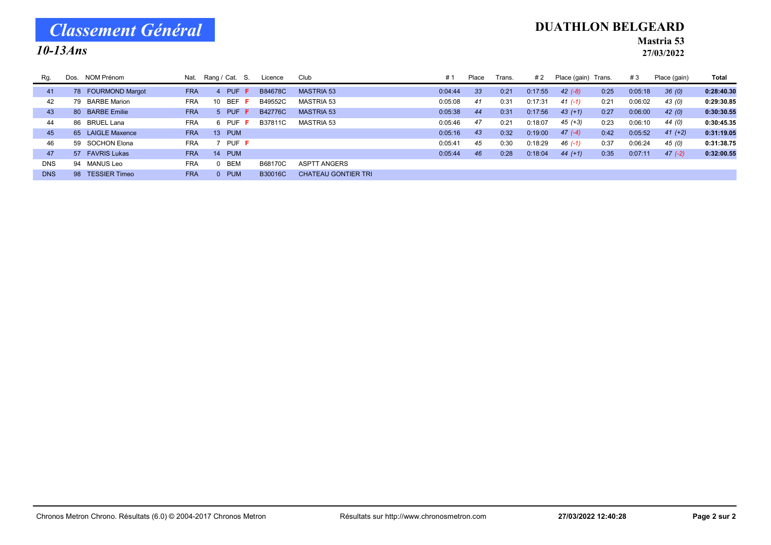# Classement Général

## 10-13Ans

**DUATHLON BELGEARD**

**Mastria 53**

**27/03/2022**

| Rg. | Dos. | NOM Prénom | Nat. | Rang / Cat. | S. | Licence | Club | # 1 | Place | Trans. | # 2 | Place (gain) | Trans. | # 3 | Place (gain) | Total |
|---|---|---|---|---|---|---|---|---|---|---|---|---|---|---|---|---|
| 41 | 78 | FOURMOND Margot | FRA | 4 PUF | F | B84678C | MASTRIA 53 | 0:04:44 | 33 | 0:21 | 0:17:55 | 42 (-8) | 0:25 | 0:05:18 | 36 (0) | 0:28:40.30 |
| 42 | 79 | BARBE Marion | FRA | 10 BEF | F | B49552C | MASTRIA 53 | 0:05:08 | 41 | 0:31 | 0:17:31 | 41 (-1) | 0:21 | 0:06:02 | 43 (0) | 0:29:30.85 |
| 43 | 80 | BARBE Emilie | FRA | 5 PUF | F | B42776C | MASTRIA 53 | 0:05:38 | 44 | 0:31 | 0:17:56 | 43 (+1) | 0:27 | 0:06:00 | 42 (0) | 0:30:30.55 |
| 44 | 86 | BRUEL Lana | FRA | 6 PUF | F | B37811C | MASTRIA 53 | 0:05:46 | 47 | 0:21 | 0:18:07 | 45 (+3) | 0:23 | 0:06:10 | 44 (0) | 0:30:45.35 |
| 45 | 65 | LAIGLE Maxence | FRA | 13 PUM | | | | 0:05:16 | 43 | 0:32 | 0:19:00 | 47 (-4) | 0:42 | 0:05:52 | 41 (+2) | 0:31:19.05 |
| 46 | 59 | SOCHON Elona | FRA | 7 PUF | F | | | 0:05:41 | 45 | 0:30 | 0:18:29 | 46 (-1) | 0:37 | 0:06:24 | 45 (0) | 0:31:38.75 |
| 47 | 57 | FAVRIS Lukas | FRA | 14 PUM | | | | 0:05:44 | 46 | 0:28 | 0:18:04 | 44 (+1) | 0:35 | 0:07:11 | 47 (-2) | 0:32:00.55 |
| DNS | 94 | MANUS Leo | FRA | 0 BEM | | B68170C | ASPTT ANGERS | | | | | | | | | |
| DNS | 98 | TESSIER Timeo | FRA | 0 PUM | | B30016C | CHATEAU GONTIER TRI | | | | | | | | | |

Chronos Metron Chrono. Résultats (6.0) © 2004-2017 Chronos Metron — Résultats sur http://www.chronosmetron.com — 27/03/2022 12:40:28